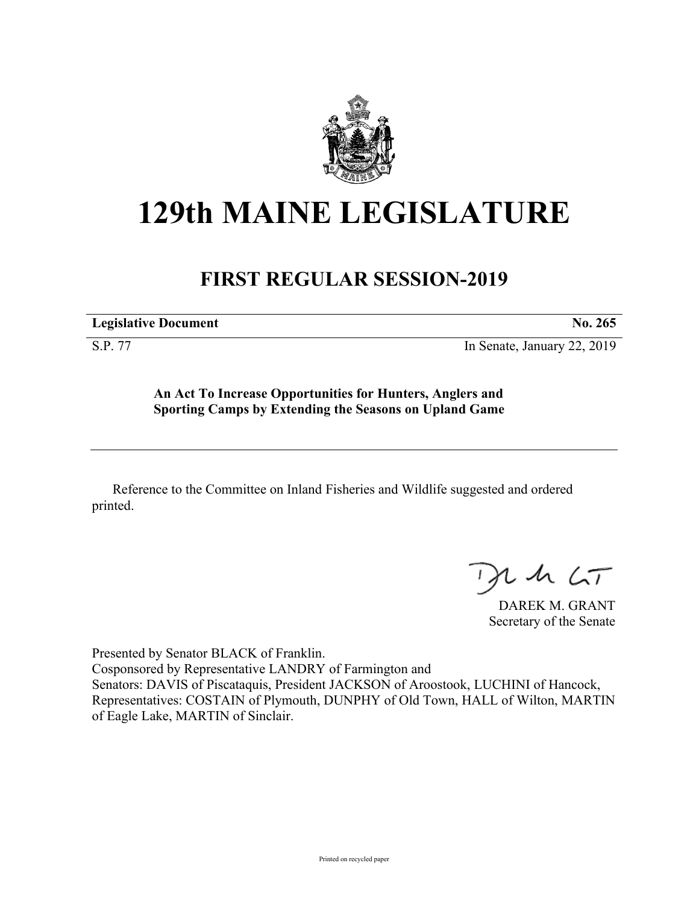# 129th MAINE LEGISLATURE

## FIRST REGULAR SESSION-2019

| **Legislative Document** | **No. 265** |
| --- | --- |
| S.P. 77 | In Senate, January 22, 2019 |

**An Act To Increase Opportunities for Hunters, Anglers and Sporting Camps by Extending the Seasons on Upland Game**

Reference to the Committee on Inland Fisheries and Wildlife suggested and ordered printed.

DAREK M. GRANT
Secretary of the Senate

Presented by Senator BLACK of Franklin.
Cosponsored by Representative LANDRY of Farmington and
Senators: DAVIS of Piscataquis, President JACKSON of Aroostook, LUCHINI of Hancock, Representatives: COSTAIN of Plymouth, DUNPHY of Old Town, HALL of Wilton, MARTIN of Eagle Lake, MARTIN of Sinclair.

Printed on recycled paper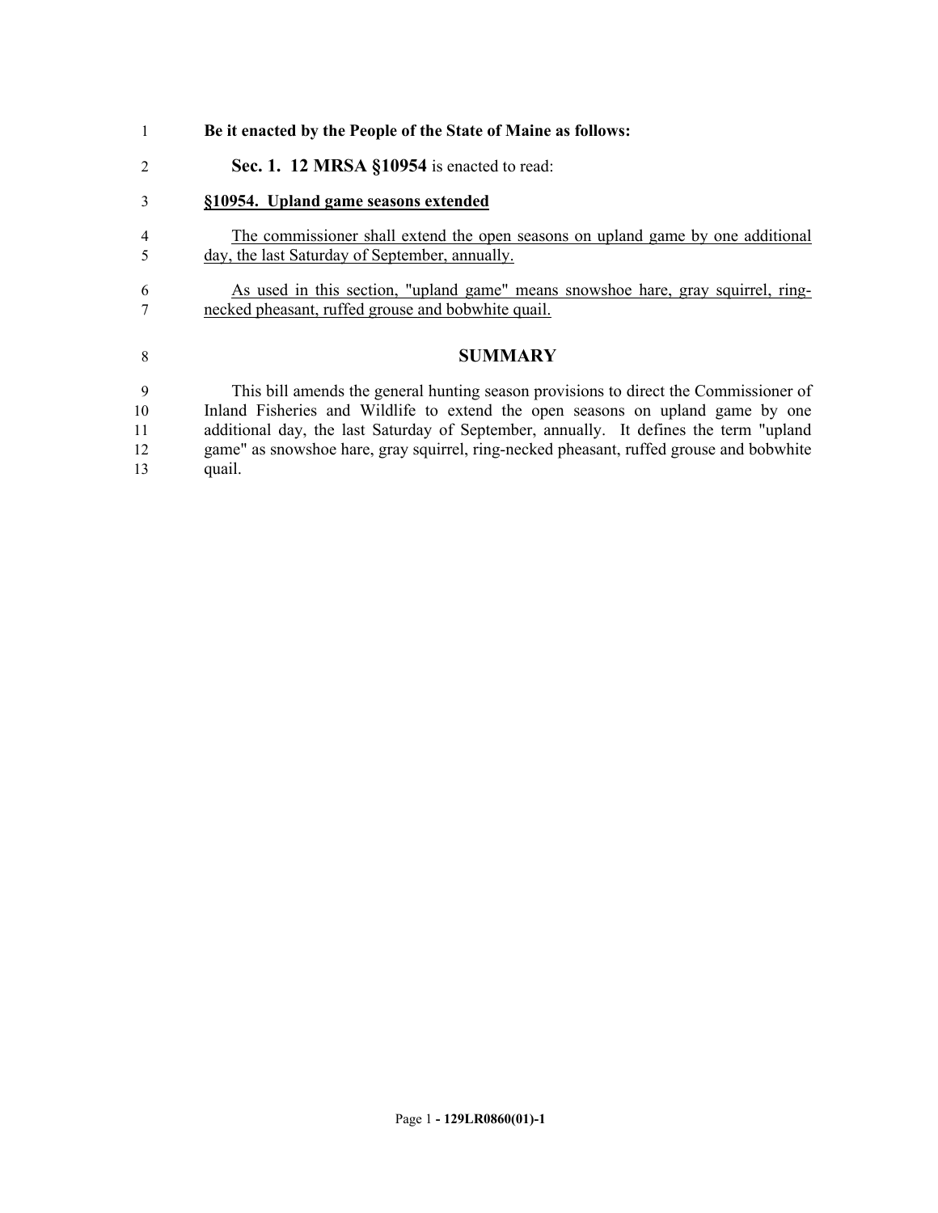**Be it enacted by the People of the State of Maine as follows:**

**Sec. 1. 12 MRSA §10954** is enacted to read:

**§10954. Upland game seasons extended**

The commissioner shall extend the open seasons on upland game by one additional day, the last Saturday of September, annually.

As used in this section, "upland game" means snowshoe hare, gray squirrel, ring-necked pheasant, ruffed grouse and bobwhite quail.

## SUMMARY

This bill amends the general hunting season provisions to direct the Commissioner of Inland Fisheries and Wildlife to extend the open seasons on upland game by one additional day, the last Saturday of September, annually. It defines the term "upland game" as snowshoe hare, gray squirrel, ring-necked pheasant, ruffed grouse and bobwhite quail.